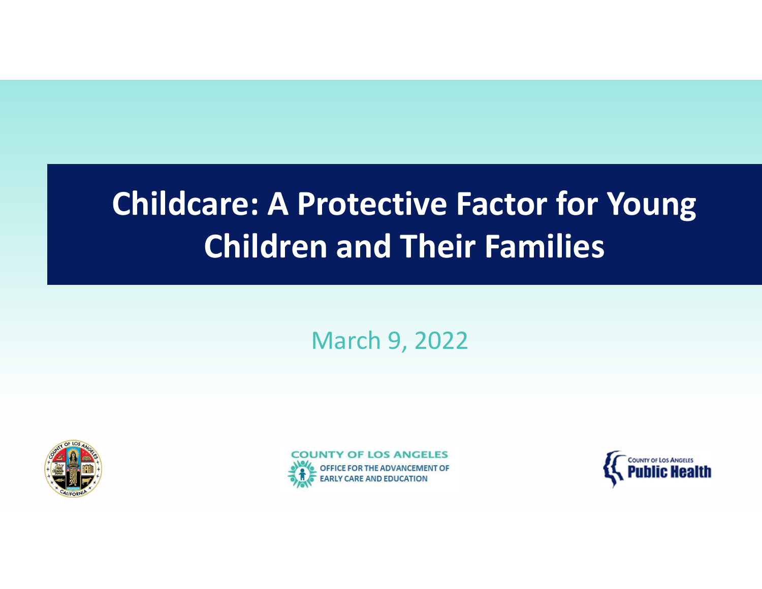# Childcare: A Protective Factor for Young Children and Their Families

March 9, 2022

COUNTY OF LOS ANGELES
OFFICE FOR THE ADVANCEMENT OF EARLY CARE AND EDUCATION

COUNTY OF LOS ANGELES
Public Health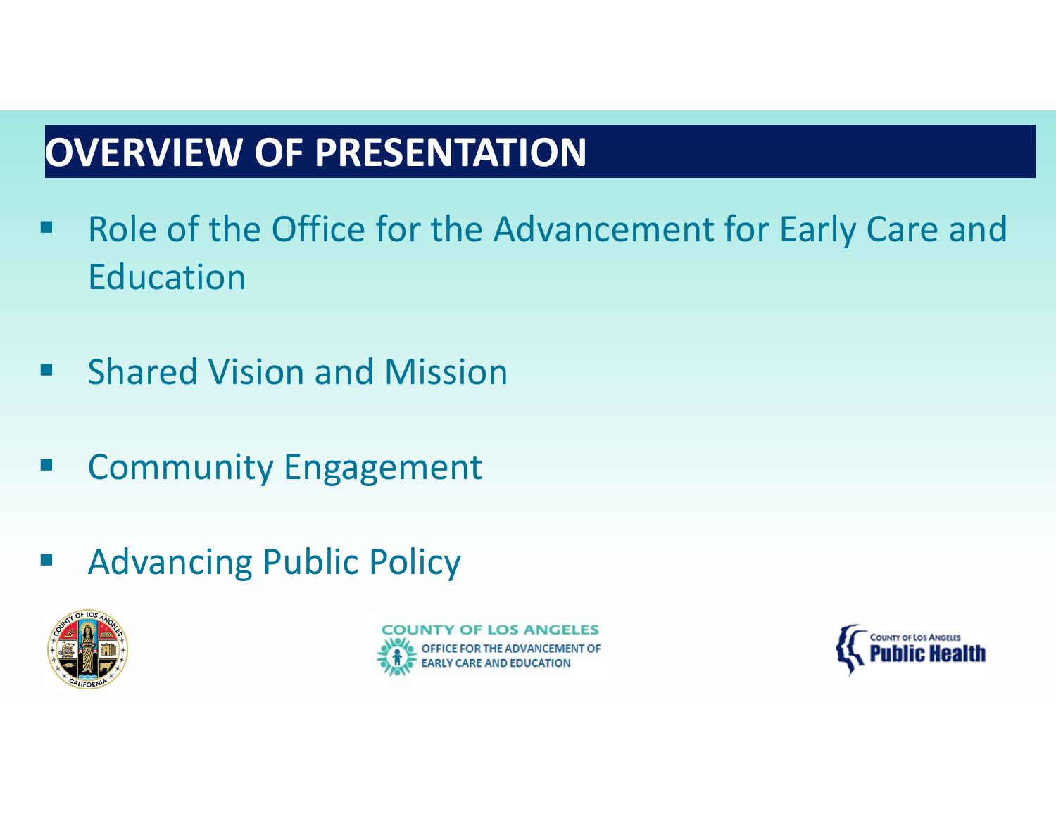# OVERVIEW OF PRESENTATION

- Role of the Office for the Advancement for Early Care and Education
- Shared Vision and Mission
- Community Engagement
- Advancing Public Policy

COUNTY OF LOS ANGELES
OFFICE FOR THE ADVANCEMENT OF EARLY CARE AND EDUCATION

COUNTY OF LOS ANGELES Public Health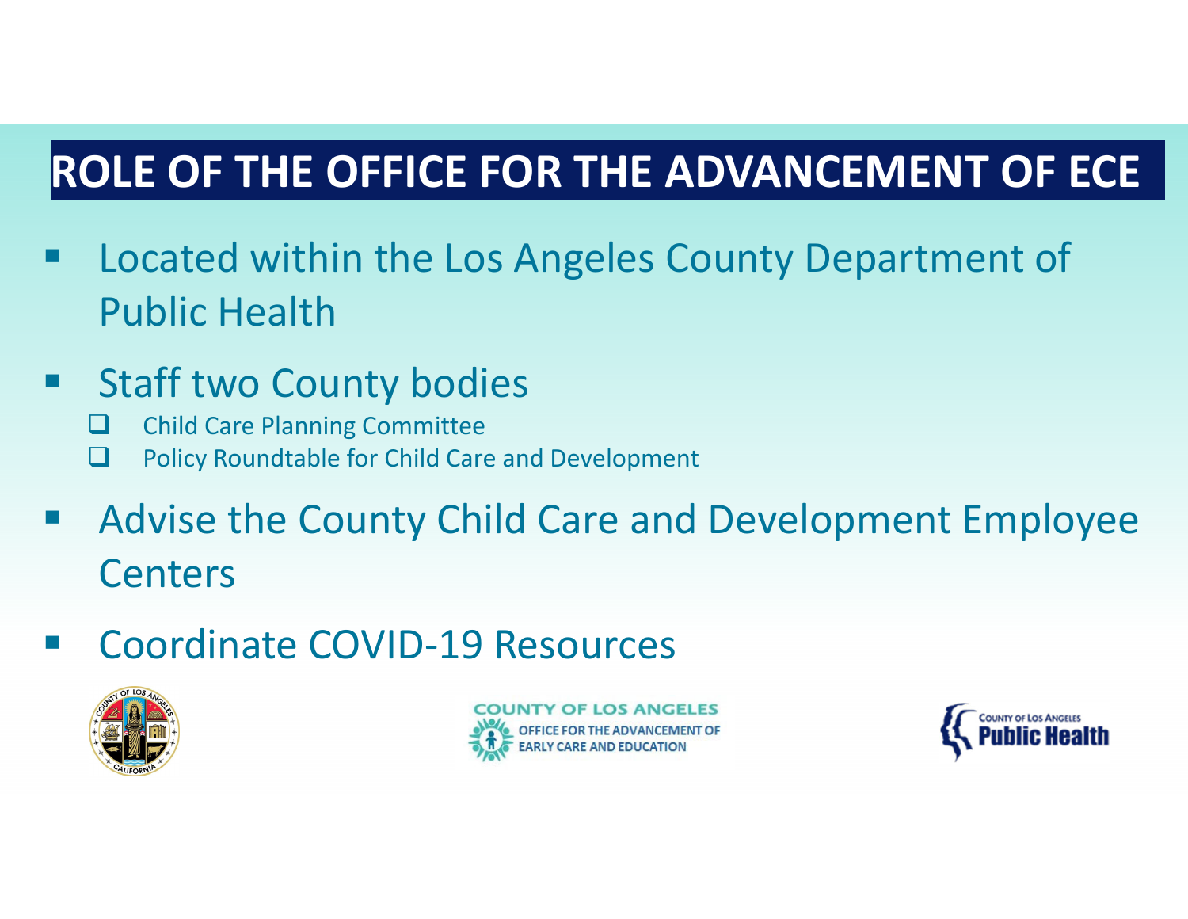# ROLE OF THE OFFICE FOR THE ADVANCEMENT OF ECE

- Located within the Los Angeles County Department of Public Health
- Staff two County bodies
  - Child Care Planning Committee
  - Policy Roundtable for Child Care and Development
- Advise the County Child Care and Development Employee Centers
- Coordinate COVID-19 Resources

COUNTY OF LOS ANGELES OFFICE FOR THE ADVANCEMENT OF EARLY CARE AND EDUCATION

COUNTY OF LOS ANGELES Public Health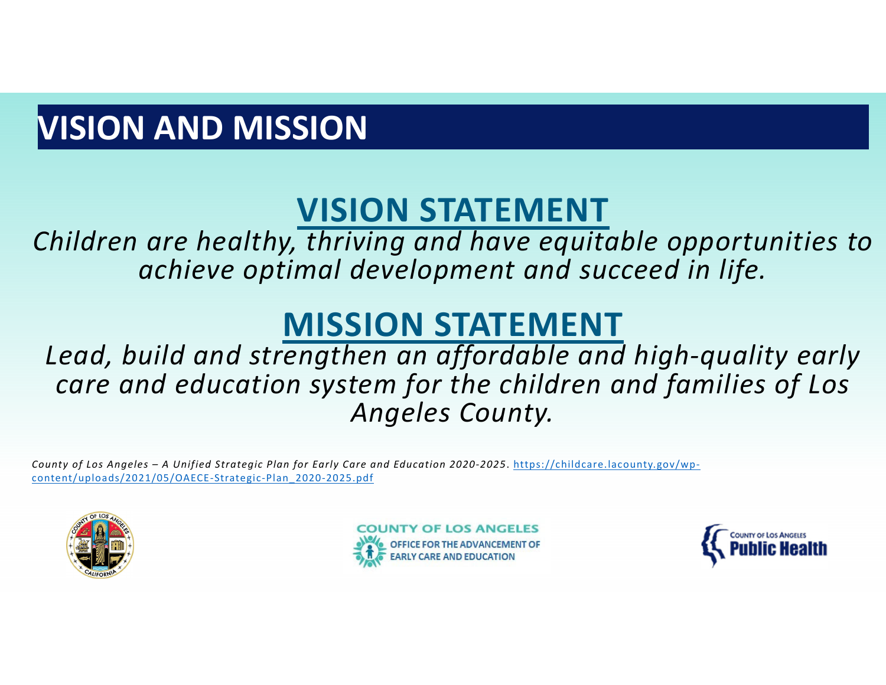# VISION AND MISSION

## VISION STATEMENT

*Children are healthy, thriving and have equitable opportunities to achieve optimal development and succeed in life.*

## MISSION STATEMENT

*Lead, build and strengthen an affordable and high-quality early care and education system for the children and families of Los Angeles County.*

*County of Los Angeles – A Unified Strategic Plan for Early Care and Education 2020-2025*. https://childcare.lacounty.gov/wp-content/uploads/2021/05/OAECE-Strategic-Plan_2020-2025.pdf

COUNTY OF LOS ANGELES
OFFICE FOR THE ADVANCEMENT OF EARLY CARE AND EDUCATION

COUNTY OF LOS ANGELES
Public Health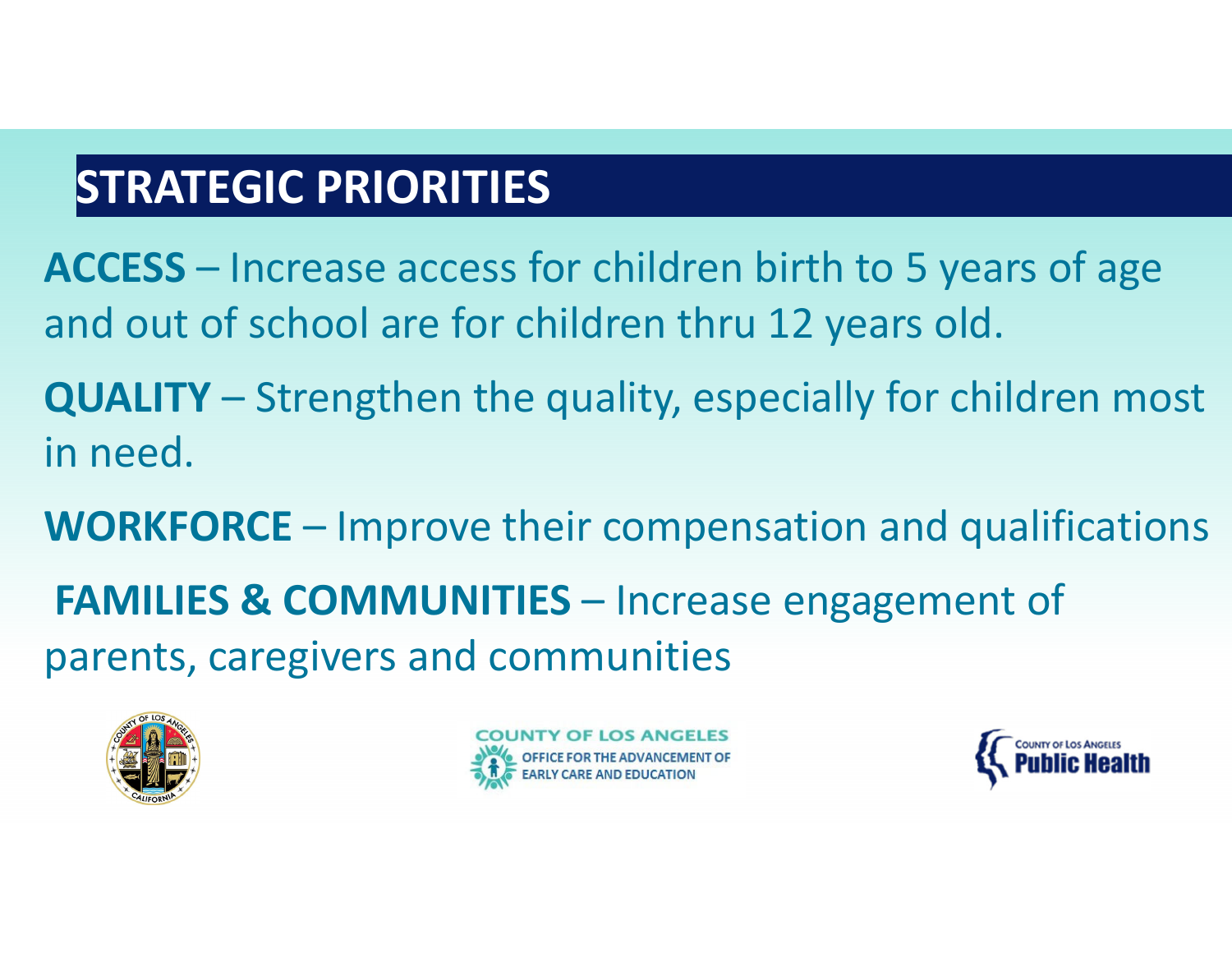# STRATEGIC PRIORITIES

**ACCESS** – Increase access for children birth to 5 years of age and out of school are for children thru 12 years old.

**QUALITY** – Strengthen the quality, especially for children most in need.

**WORKFORCE** – Improve their compensation and qualifications

**FAMILIES & COMMUNITIES** – Increase engagement of parents, caregivers and communities

COUNTY OF LOS ANGELES
OFFICE FOR THE ADVANCEMENT OF EARLY CARE AND EDUCATION

County of Los Angeles Public Health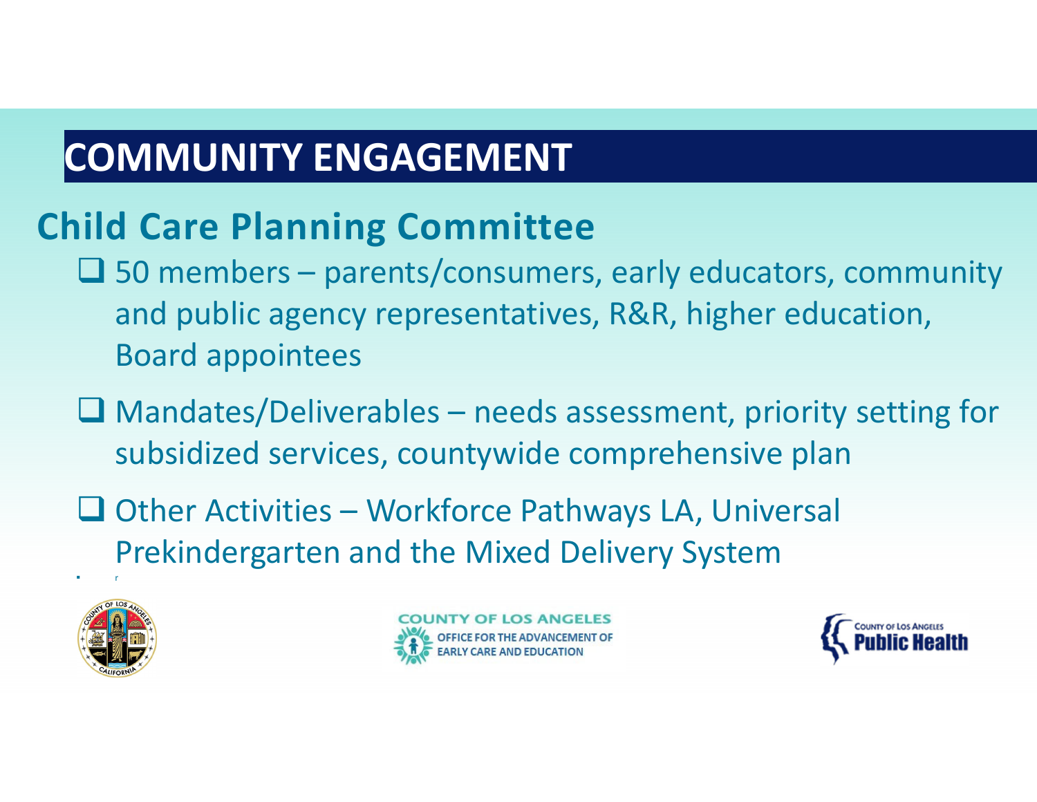# COMMUNITY ENGAGEMENT

## Child Care Planning Committee

- 50 members – parents/consumers, early educators, community and public agency representatives, R&R, higher education, Board appointees
- Mandates/Deliverables – needs assessment, priority setting for subsidized services, countywide comprehensive plan
- Other Activities – Workforce Pathways LA, Universal Prekindergarten and the Mixed Delivery System

COUNTY OF LOS ANGELES OFFICE FOR THE ADVANCEMENT OF EARLY CARE AND EDUCATION

COUNTY OF LOS ANGELES Public Health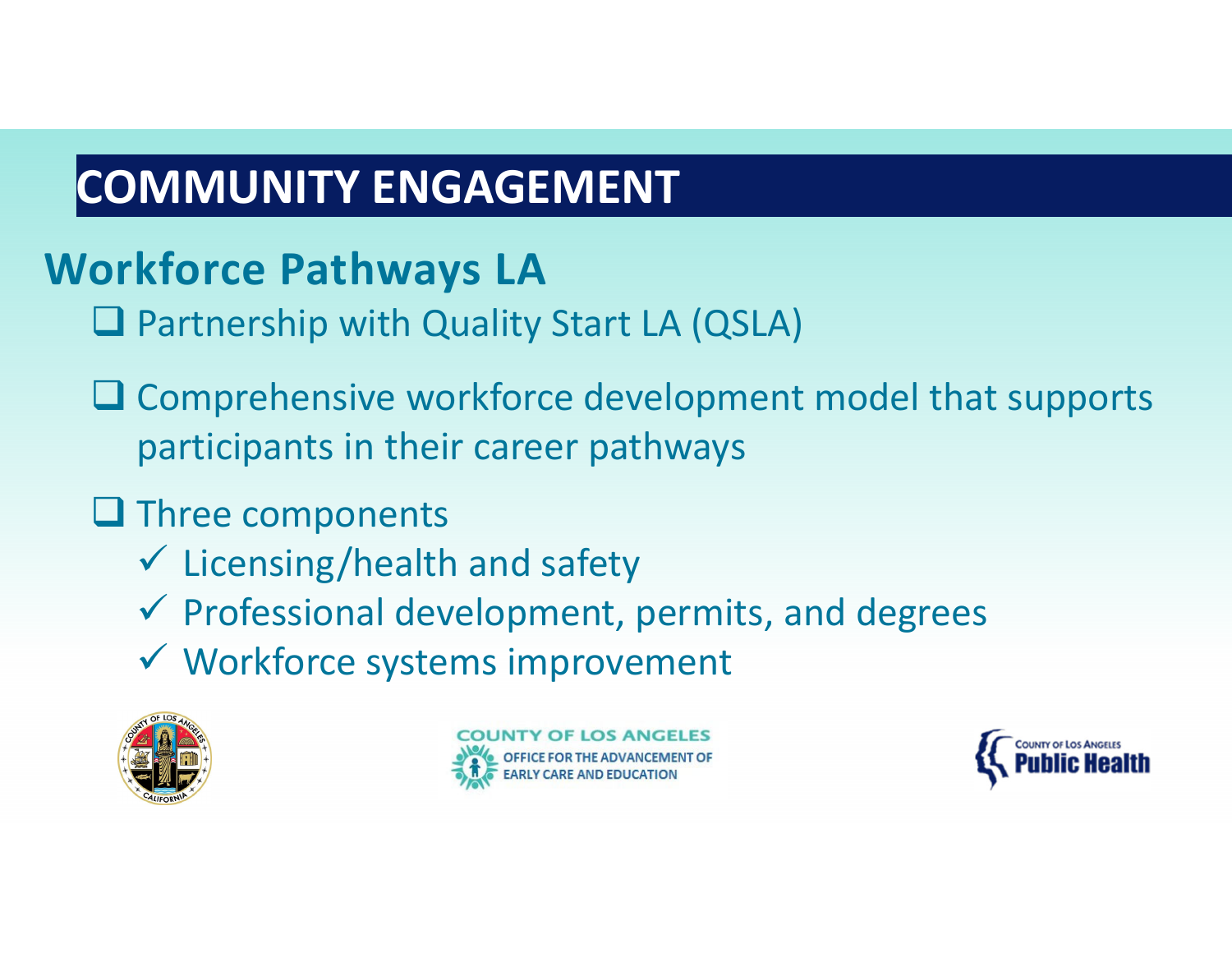# COMMUNITY ENGAGEMENT

## Workforce Pathways LA

- Partnership with Quality Start LA (QSLA)
- Comprehensive workforce development model that supports participants in their career pathways
- Three components
  - ✓ Licensing/health and safety
  - ✓ Professional development, permits, and degrees
  - ✓ Workforce systems improvement

COUNTY OF LOS ANGELES OFFICE FOR THE ADVANCEMENT OF EARLY CARE AND EDUCATION

COUNTY OF LOS ANGELES Public Health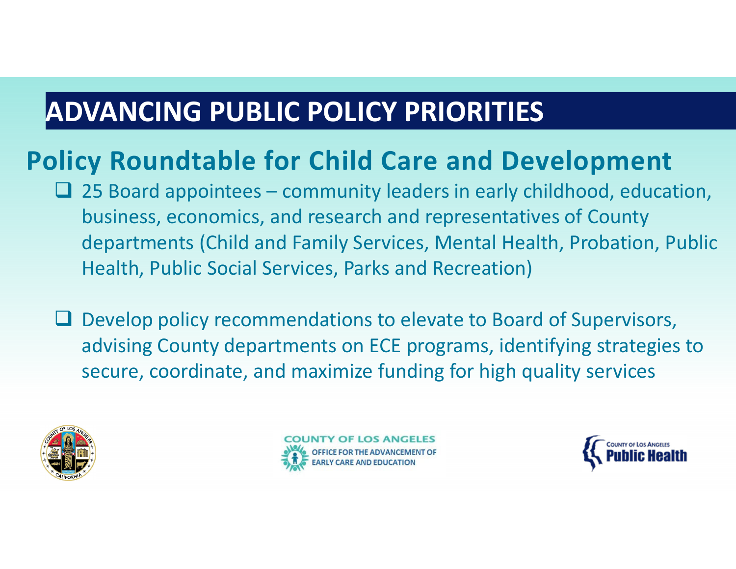# ADVANCING PUBLIC POLICY PRIORITIES

## Policy Roundtable for Child Care and Development

- 25 Board appointees – community leaders in early childhood, education, business, economics, and research and representatives of County departments (Child and Family Services, Mental Health, Probation, Public Health, Public Social Services, Parks and Recreation)

- Develop policy recommendations to elevate to Board of Supervisors, advising County departments on ECE programs, identifying strategies to secure, coordinate, and maximize funding for high quality services

COUNTY OF LOS ANGELES
OFFICE FOR THE ADVANCEMENT OF EARLY CARE AND EDUCATION

COUNTY OF LOS ANGELES Public Health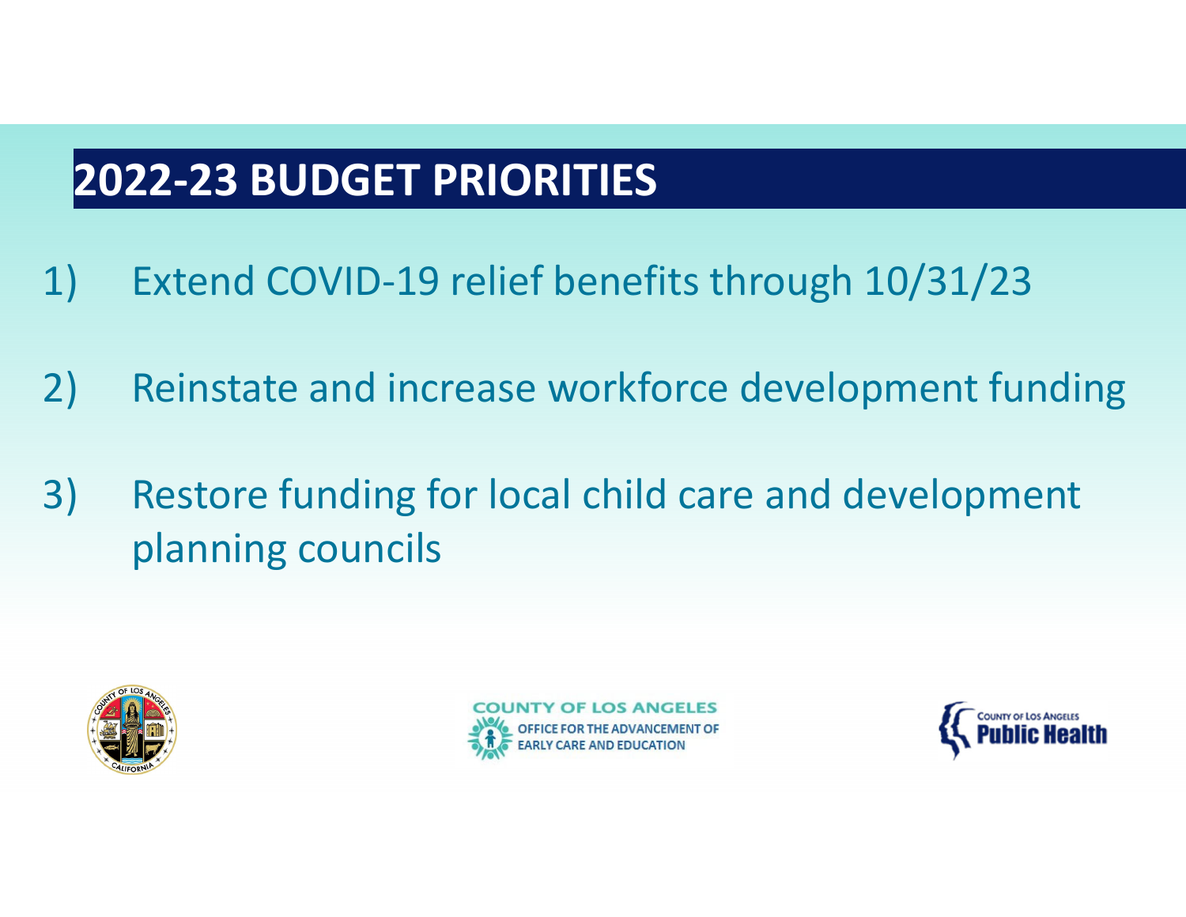## 2022-23 BUDGET PRIORITIES

1) Extend COVID-19 relief benefits through 10/31/23

2) Reinstate and increase workforce development funding

3) Restore funding for local child care and development planning councils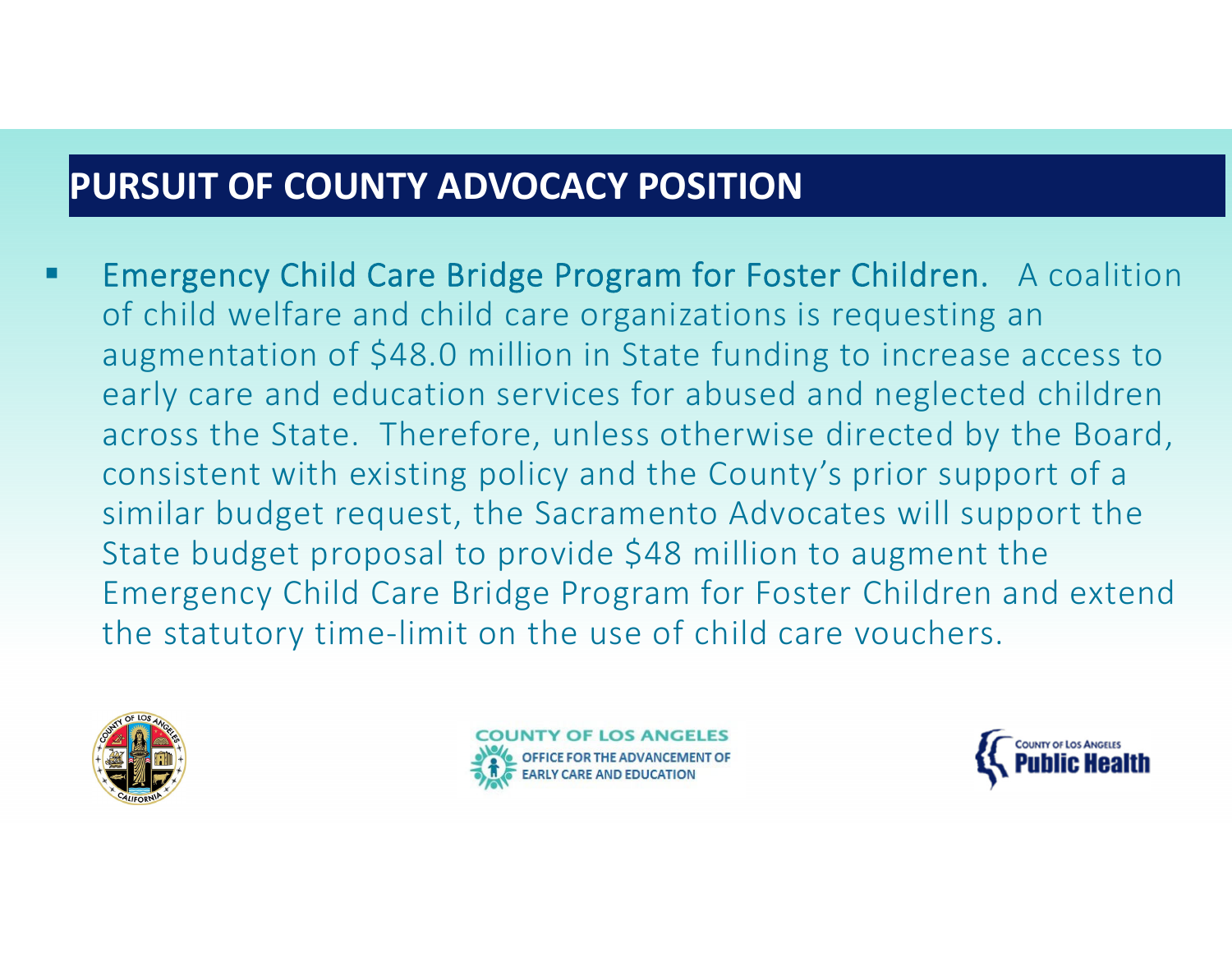## PURSUIT OF COUNTY ADVOCACY POSITION

- Emergency Child Care Bridge Program for Foster Children. A coalition of child welfare and child care organizations is requesting an augmentation of $48.0 million in State funding to increase access to early care and education services for abused and neglected children across the State. Therefore, unless otherwise directed by the Board, consistent with existing policy and the County's prior support of a similar budget request, the Sacramento Advocates will support the State budget proposal to provide $48 million to augment the Emergency Child Care Bridge Program for Foster Children and extend the statutory time-limit on the use of child care vouchers.

COUNTY OF LOS ANGELES OFFICE FOR THE ADVANCEMENT OF EARLY CARE AND EDUCATION

COUNTY OF LOS ANGELES Public Health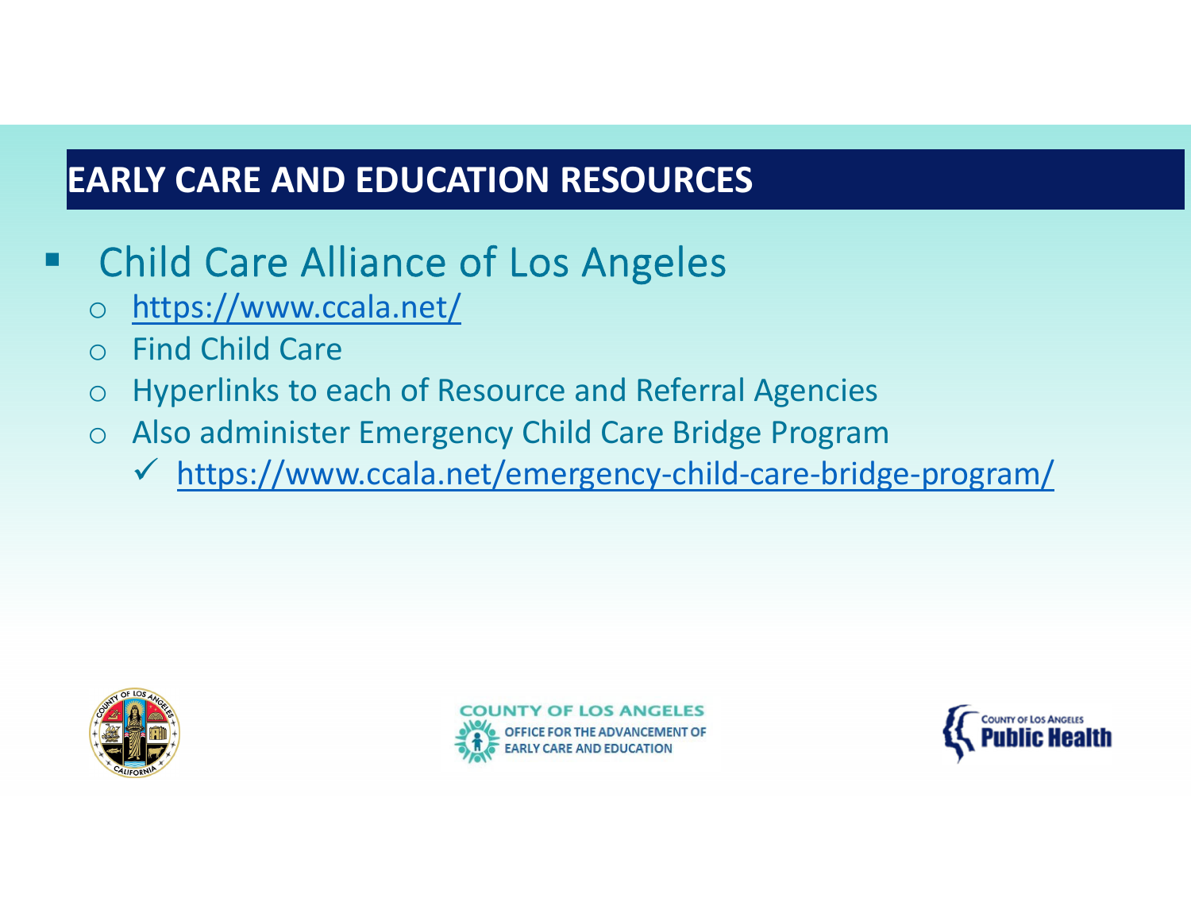## EARLY CARE AND EDUCATION RESOURCES

- Child Care Alliance of Los Angeles
  - https://www.ccala.net/
  - Find Child Care
  - Hyperlinks to each of Resource and Referral Agencies
  - Also administer Emergency Child Care Bridge Program
    - ✓ https://www.ccala.net/emergency-child-care-bridge-program/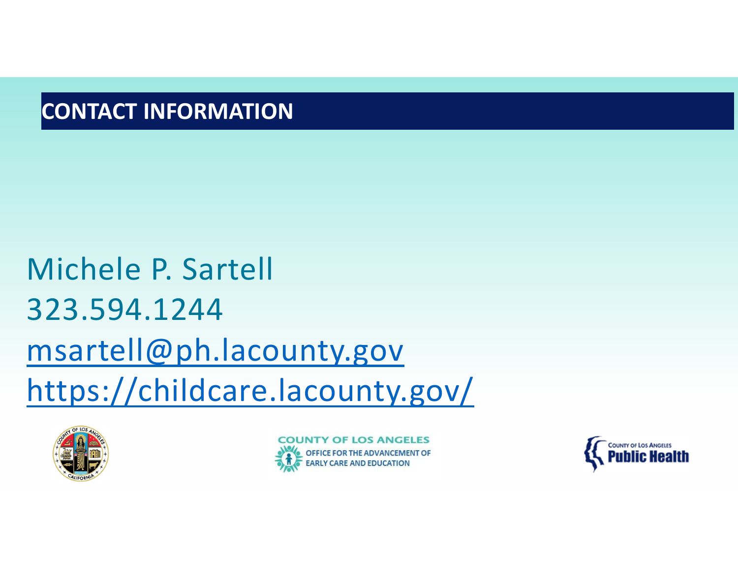## CONTACT INFORMATION

Michele P. Sartell

323.594.1244

msartell@ph.lacounty.gov

https://childcare.lacounty.gov/

COUNTY OF LOS ANGELES
OFFICE FOR THE ADVANCEMENT OF
EARLY CARE AND EDUCATION

COUNTY OF LOS ANGELES
Public Health